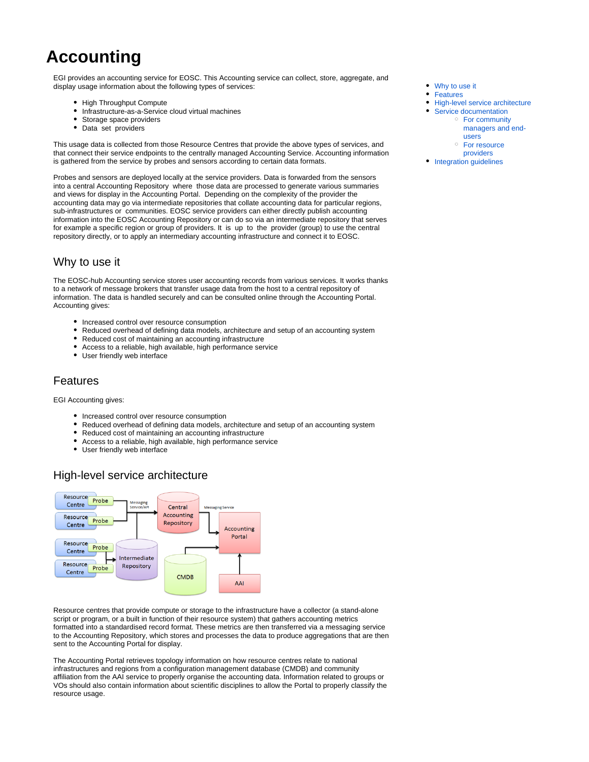# Accounting

- Why to use it
- Features
- High-level service architecture
- Service documentation
  - For community managers and end-users
  - For resource providers
- Integration guidelines

EGI provides an accounting service for EOSC. This Accounting service can collect, store, aggregate, and display usage information about the following types of services:

- High Throughput Compute
- Infrastructure-as-a-Service cloud virtual machines
- Storage space providers
- Data set providers

This usage data is collected from those Resource Centres that provide the above types of services, and that connect their service endpoints to the centrally managed Accounting Service. Accounting information is gathered from the service by probes and sensors according to certain data formats.

Probes and sensors are deployed locally at the service providers. Data is forwarded from the sensors into a central Accounting Repository where those data are processed to generate various summaries and views for display in the Accounting Portal. Depending on the complexity of the provider the accounting data may go via intermediate repositories that collate accounting data for particular regions, sub-infrastructures or communities. EOSC service providers can either directly publish accounting information into the EOSC Accounting Repository or can do so via an intermediate repository that serves for example a specific region or group of providers. It is up to the provider (group) to use the central repository directly, or to apply an intermediary accounting infrastructure and connect it to EOSC.

## Why to use it

The EOSC-hub Accounting service stores user accounting records from various services. It works thanks to a network of message brokers that transfer usage data from the host to a central repository of information. The data is handled securely and can be consulted online through the Accounting Portal. Accounting gives:

- Increased control over resource consumption
- Reduced overhead of defining data models, architecture and setup of an accounting system
- Reduced cost of maintaining an accounting infrastructure
- Access to a reliable, high available, high performance service
- User friendly web interface

## Features

EGI Accounting gives:

- Increased control over resource consumption
- Reduced overhead of defining data models, architecture and setup of an accounting system
- Reduced cost of maintaining an accounting infrastructure
- Access to a reliable, high available, high performance service
- User friendly web interface

## High-level service architecture

Resource centres that provide compute or storage to the infrastructure have a collector (a stand-alone script or program, or a built in function of their resource system) that gathers accounting metrics formatted into a standardised record format. These metrics are then transferred via a messaging service to the Accounting Repository, which stores and processes the data to produce aggregations that are then sent to the Accounting Portal for display.

The Accounting Portal retrieves topology information on how resource centres relate to national infrastructures and regions from a configuration management database (CMDB) and community affiliation from the AAI service to properly organise the accounting data. Information related to groups or VOs should also contain information about scientific disciplines to allow the Portal to properly classify the resource usage.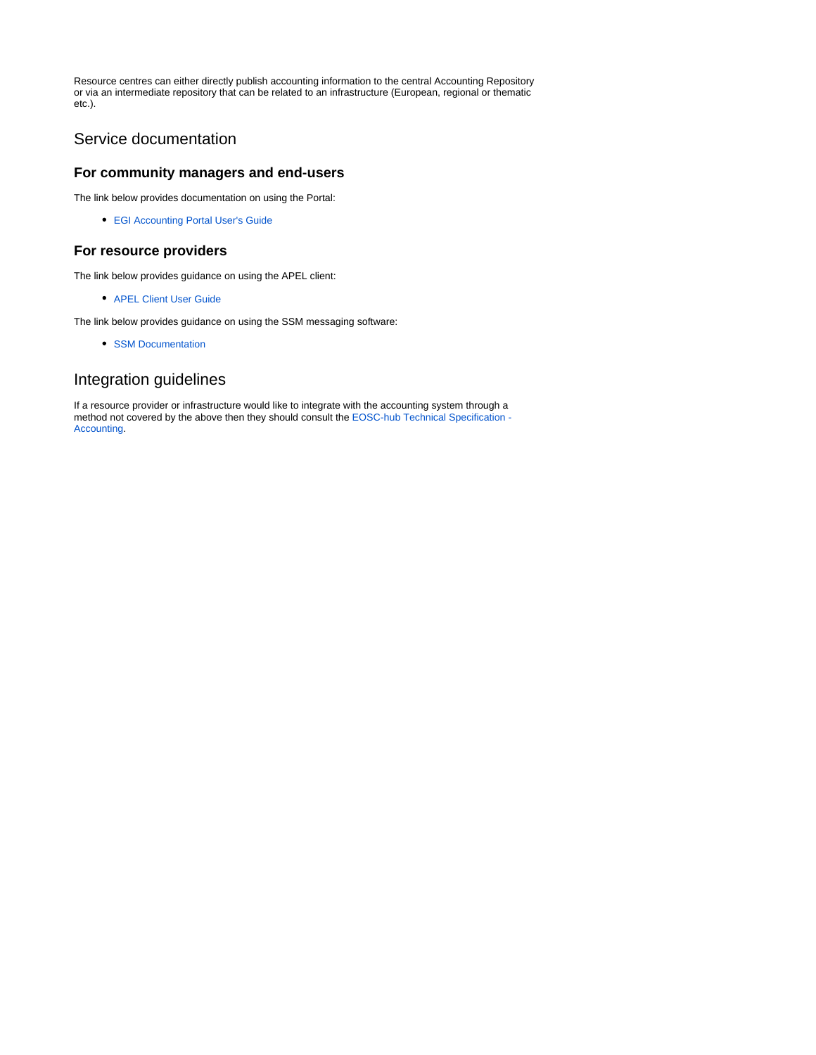Resource centres can either directly publish accounting information to the central Accounting Repository or via an intermediate repository that can be related to an infrastructure (European, regional or thematic etc.).

## Service documentation

### For community managers and end-users

The link below provides documentation on using the Portal:

- EGI Accounting Portal User's Guide

### For resource providers

The link below provides guidance on using the APEL client:

- APEL Client User Guide

The link below provides guidance on using the SSM messaging software:

- SSM Documentation

## Integration guidelines

If a resource provider or infrastructure would like to integrate with the accounting system through a method not covered by the above then they should consult the EOSC-hub Technical Specification - Accounting.